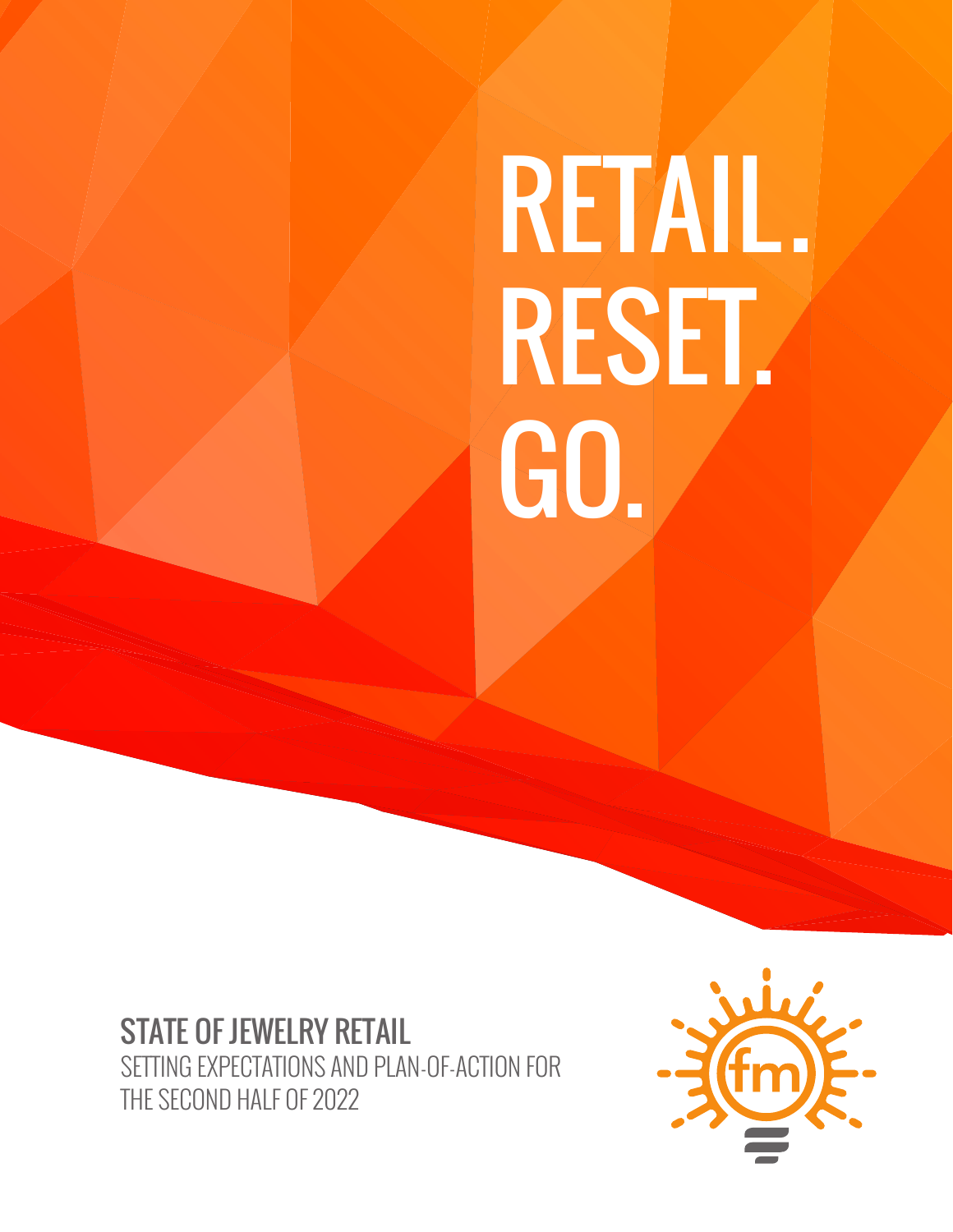# RETAIL. RESET. GO.

## STATE OF JEWELRY RETAIL

SETTING EXPECTATIONS AND PLAN-OF-ACTION FOR THE SECOND HALF OF 2022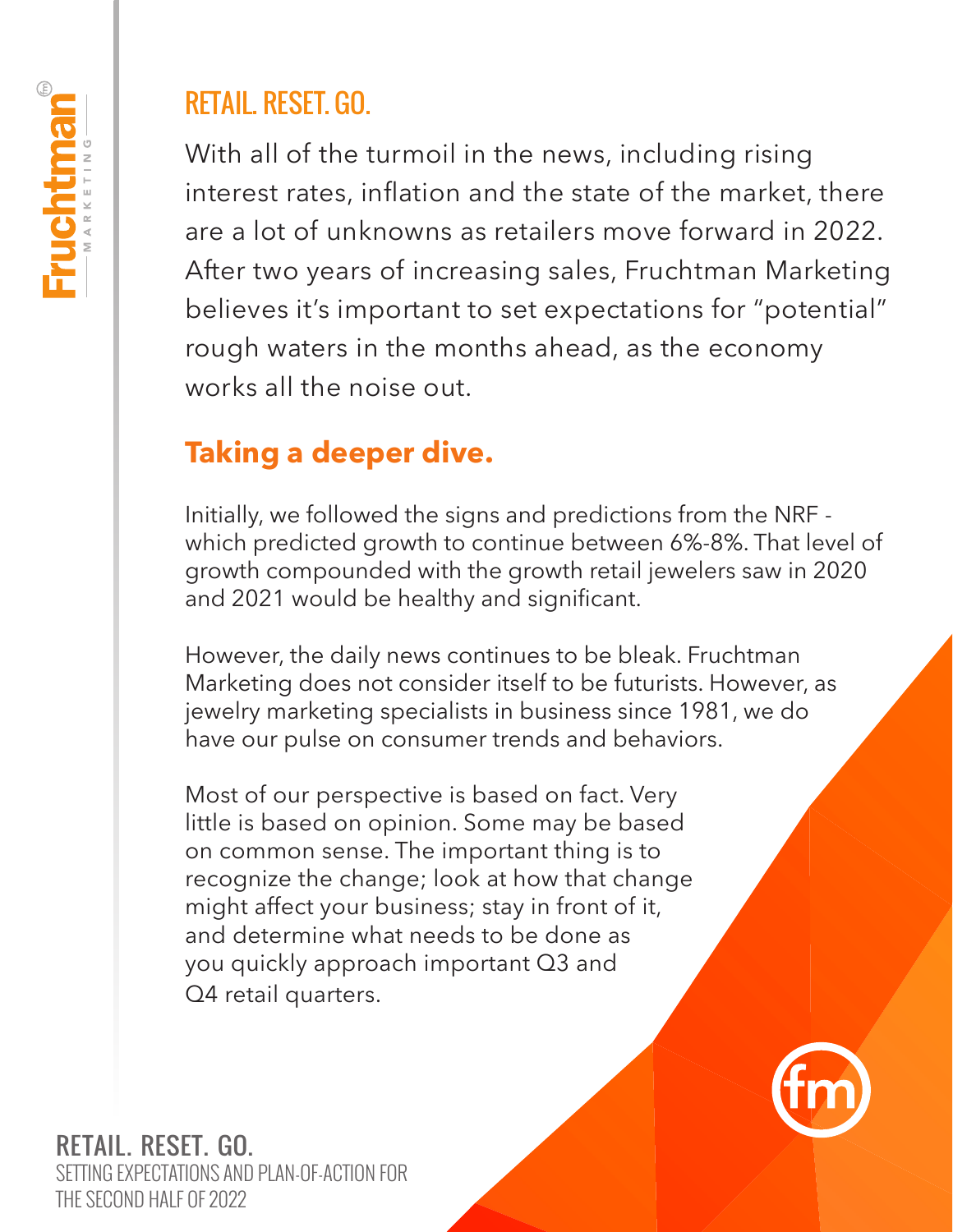## RETAIL. RESET. GO.

With all of the turmoil in the news, including rising interest rates, inflation and the state of the market, there are a lot of unknowns as retailers move forward in 2022. After two years of increasing sales, Fruchtman Marketing believes it's important to set expectations for "potential" rough waters in the months ahead, as the economy works all the noise out.

### Taking a deeper dive.

Initially, we followed the signs and predictions from the NRF - which predicted growth to continue between 6%-8%. That level of growth compounded with the growth retail jewelers saw in 2020 and 2021 would be healthy and significant.

However, the daily news continues to be bleak. Fruchtman Marketing does not consider itself to be futurists. However, as jewelry marketing specialists in business since 1981, we do have our pulse on consumer trends and behaviors.

Most of our perspective is based on fact. Very little is based on opinion. Some may be based on common sense. The important thing is to recognize the change; look at how that change might affect your business; stay in front of it, and determine what needs to be done as you quickly approach important Q3 and Q4 retail quarters.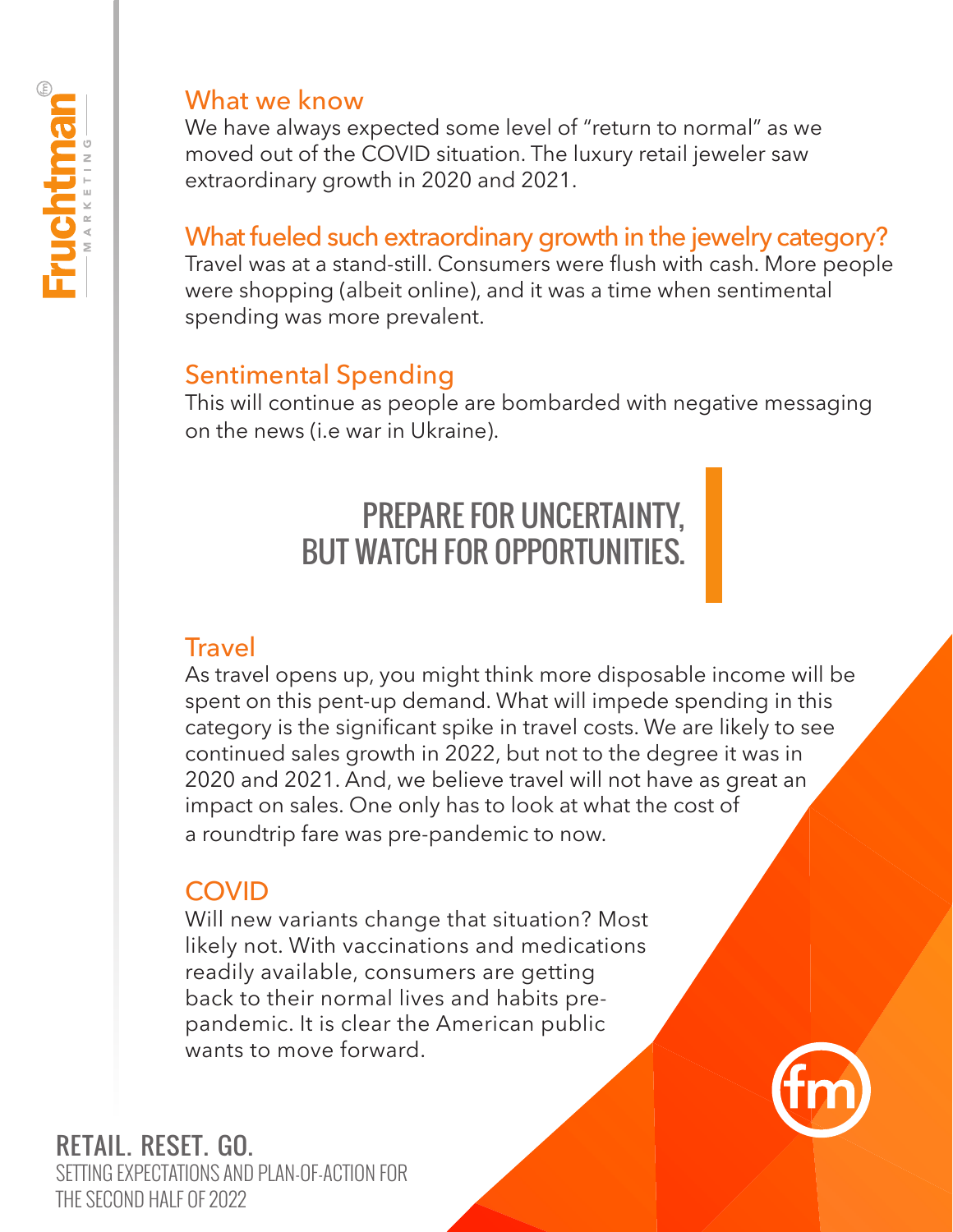## What we know

We have always expected some level of "return to normal" as we moved out of the COVID situation. The luxury retail jeweler saw extraordinary growth in 2020 and 2021.

## What fueled such extraordinary growth in the jewelry category?

Travel was at a stand-still. Consumers were flush with cash. More people were shopping (albeit online), and it was a time when sentimental spending was more prevalent.

## Sentimental Spending

This will continue as people are bombarded with negative messaging on the news (i.e war in Ukraine).

**PREPARE FOR UNCERTAINTY, BUT WATCH FOR OPPORTUNITIES.**

## Travel

As travel opens up, you might think more disposable income will be spent on this pent-up demand. What will impede spending in this category is the significant spike in travel costs. We are likely to see continued sales growth in 2022, but not to the degree it was in 2020 and 2021. And, we believe travel will not have as great an impact on sales. One only has to look at what the cost of a roundtrip fare was pre-pandemic to now.

## COVID

Will new variants change that situation? Most likely not. With vaccinations and medications readily available, consumers are getting back to their normal lives and habits pre-pandemic. It is clear the American public wants to move forward.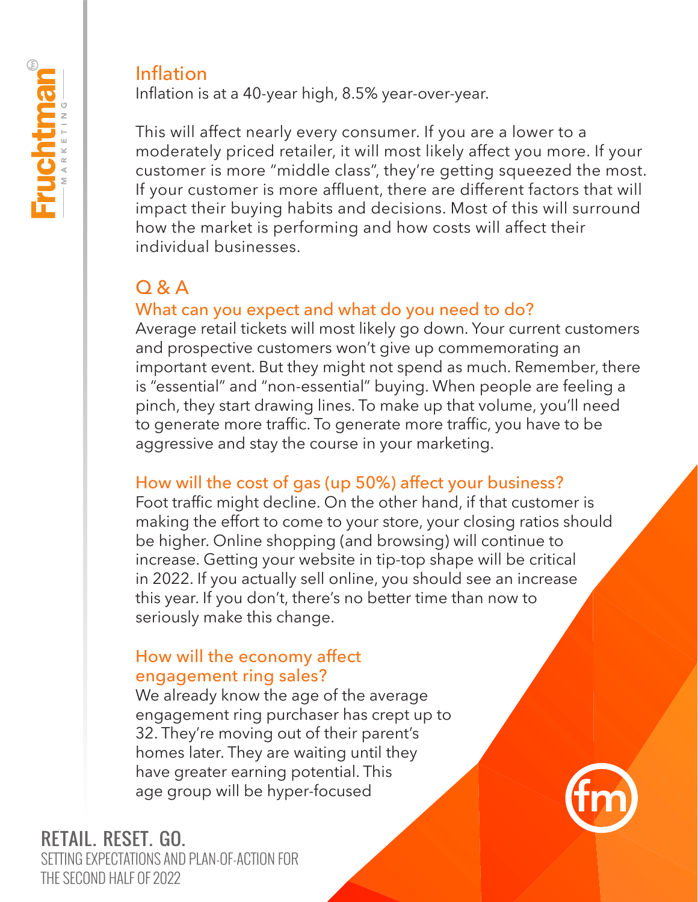## Inflation

Inflation is at a 40-year high, 8.5% year-over-year.

This will affect nearly every consumer. If you are a lower to a moderately priced retailer, it will most likely affect you more. If your customer is more "middle class", they're getting squeezed the most. If your customer is more affluent, there are different factors that will impact their buying habits and decisions. Most of this will surround how the market is performing and how costs will affect their individual businesses.

## Q & A

### What can you expect and what do you need to do?

Average retail tickets will most likely go down. Your current customers and prospective customers won't give up commemorating an important event. But they might not spend as much. Remember, there is "essential" and "non-essential" buying. When people are feeling a pinch, they start drawing lines. To make up that volume, you'll need to generate more traffic. To generate more traffic, you have to be aggressive and stay the course in your marketing.

### How will the cost of gas (up 50%) affect your business?

Foot traffic might decline. On the other hand, if that customer is making the effort to come to your store, your closing ratios should be higher. Online shopping (and browsing) will continue to increase. Getting your website in tip-top shape will be critical in 2022. If you actually sell online, you should see an increase this year. If you don't, there's no better time than now to seriously make this change.

### How will the economy affect engagement ring sales?

We already know the age of the average engagement ring purchaser has crept up to 32. They're moving out of their parent's homes later. They are waiting until they have greater earning potential. This age group will be hyper-focused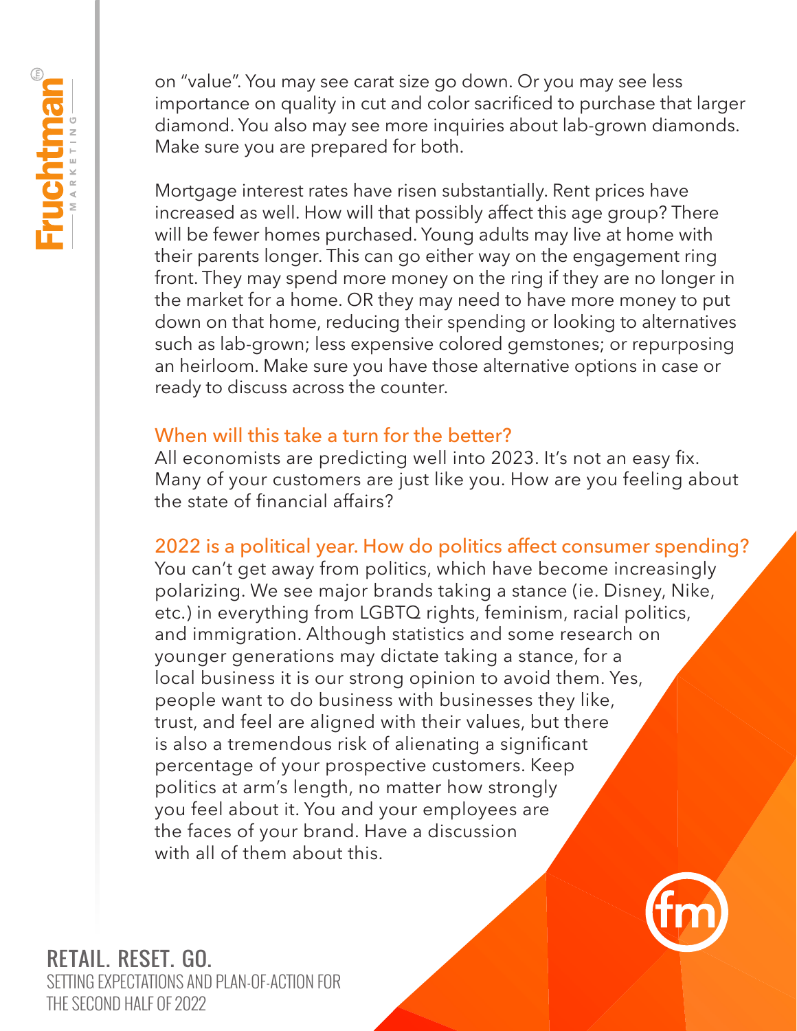on “value”. You may see carat size go down. Or you may see less importance on quality in cut and color sacrificed to purchase that larger diamond. You also may see more inquiries about lab-grown diamonds. Make sure you are prepared for both.

Mortgage interest rates have risen substantially. Rent prices have increased as well. How will that possibly affect this age group? There will be fewer homes purchased. Young adults may live at home with their parents longer. This can go either way on the engagement ring front. They may spend more money on the ring if they are no longer in the market for a home. OR they may need to have more money to put down on that home, reducing their spending or looking to alternatives such as lab-grown; less expensive colored gemstones; or repurposing an heirloom. Make sure you have those alternative options in case or ready to discuss across the counter.

### When will this take a turn for the better?

All economists are predicting well into 2023. It’s not an easy fix. Many of your customers are just like you. How are you feeling about the state of financial affairs?

### 2022 is a political year. How do politics affect consumer spending?

You can’t get away from politics, which have become increasingly polarizing. We see major brands taking a stance (ie. Disney, Nike, etc.) in everything from LGBTQ rights, feminism, racial politics, and immigration. Although statistics and some research on younger generations may dictate taking a stance, for a local business it is our strong opinion to avoid them. Yes, people want to do business with businesses they like, trust, and feel are aligned with their values, but there is also a tremendous risk of alienating a significant percentage of your prospective customers. Keep politics at arm’s length, no matter how strongly you feel about it. You and your employees are the faces of your brand. Have a discussion with all of them about this.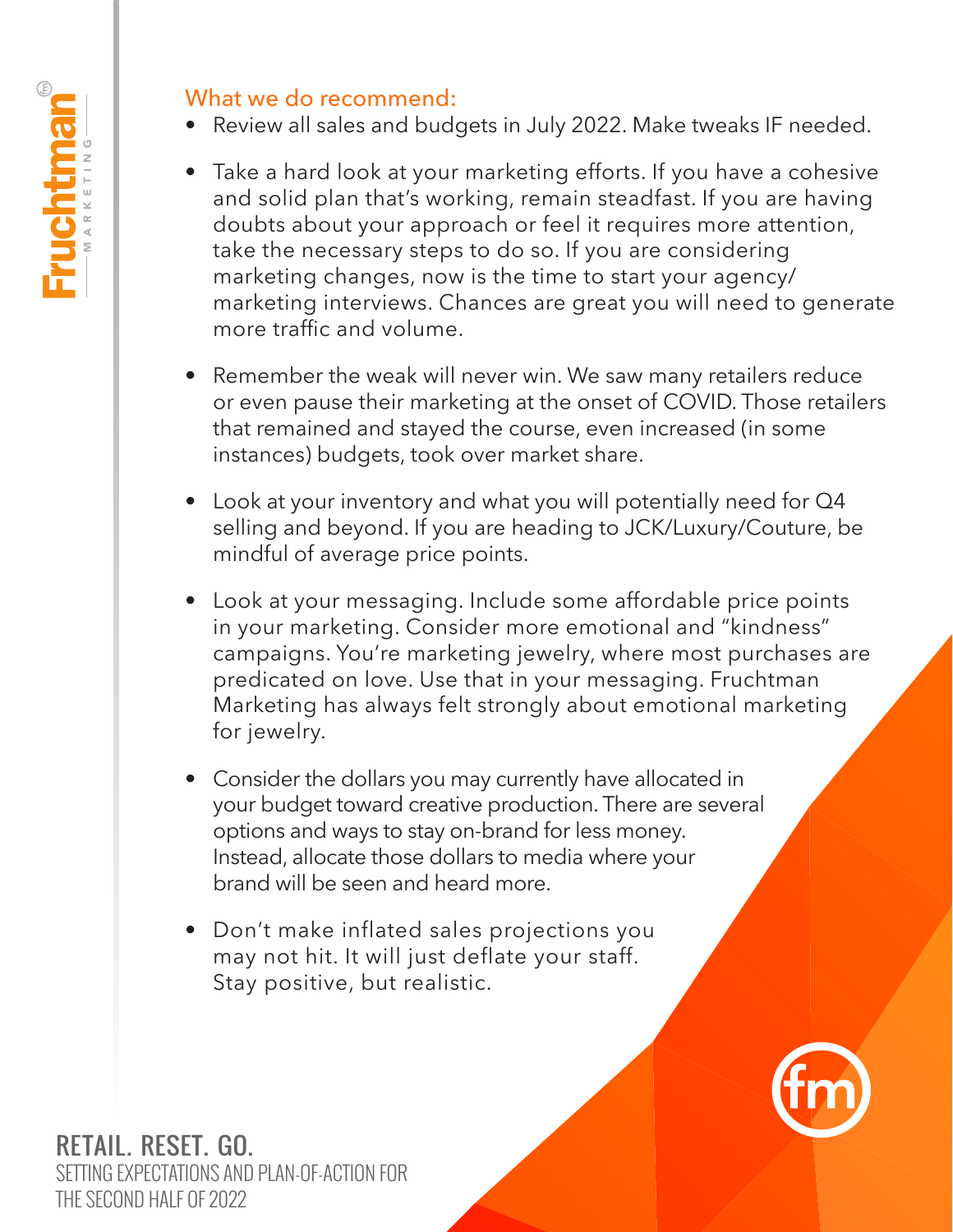## What we do recommend:

- Review all sales and budgets in July 2022. Make tweaks IF needed.
- Take a hard look at your marketing efforts. If you have a cohesive and solid plan that's working, remain steadfast. If you are having doubts about your approach or feel it requires more attention, take the necessary steps to do so. If you are considering marketing changes, now is the time to start your agency/ marketing interviews. Chances are great you will need to generate more traffic and volume.
- Remember the weak will never win. We saw many retailers reduce or even pause their marketing at the onset of COVID. Those retailers that remained and stayed the course, even increased (in some instances) budgets, took over market share.
- Look at your inventory and what you will potentially need for Q4 selling and beyond. If you are heading to JCK/Luxury/Couture, be mindful of average price points.
- Look at your messaging. Include some affordable price points in your marketing. Consider more emotional and "kindness" campaigns. You're marketing jewelry, where most purchases are predicated on love. Use that in your messaging. Fruchtman Marketing has always felt strongly about emotional marketing for jewelry.
- Consider the dollars you may currently have allocated in your budget toward creative production. There are several options and ways to stay on-brand for less money. Instead, allocate those dollars to media where your brand will be seen and heard more.
- Don't make inflated sales projections you may not hit. It will just deflate your staff. Stay positive, but realistic.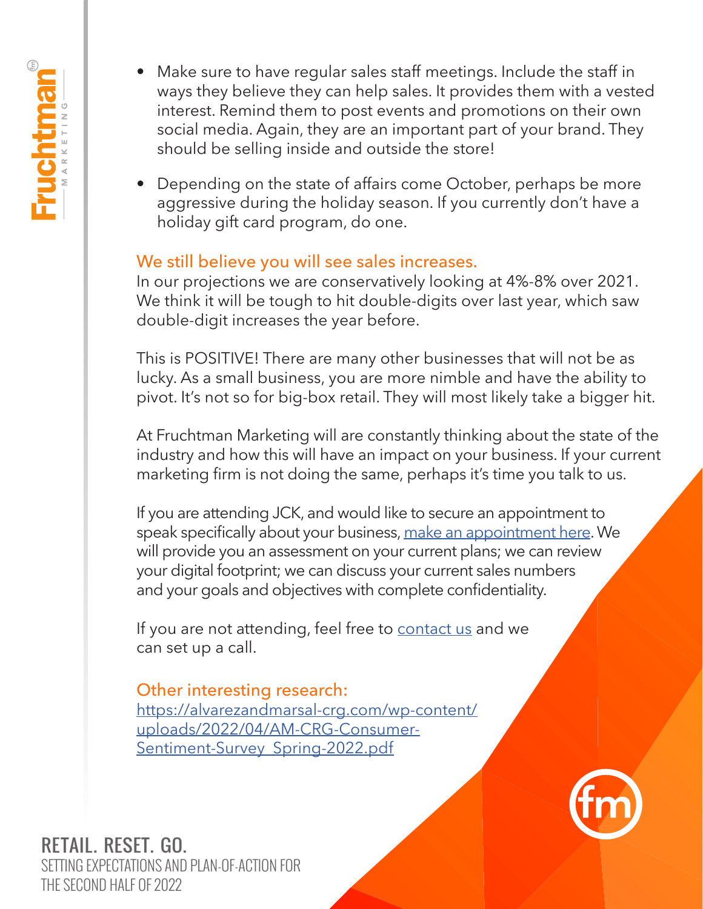- Make sure to have regular sales staff meetings. Include the staff in ways they believe they can help sales. It provides them with a vested interest. Remind them to post events and promotions on their own social media. Again, they are an important part of your brand. They should be selling inside and outside the store!
- Depending on the state of affairs come October, perhaps be more aggressive during the holiday season. If you currently don't have a holiday gift card program, do one.

## We still believe you will see sales increases.

In our projections we are conservatively looking at 4%-8% over 2021. We think it will be tough to hit double-digits over last year, which saw double-digit increases the year before.

This is POSITIVE! There are many other businesses that will not be as lucky. As a small business, you are more nimble and have the ability to pivot. It's not so for big-box retail. They will most likely take a bigger hit.

At Fruchtman Marketing will are constantly thinking about the state of the industry and how this will have an impact on your business. If your current marketing firm is not doing the same, perhaps it's time you talk to us.

If you are attending JCK, and would like to secure an appointment to speak specifically about your business, make an appointment here. We will provide you an assessment on your current plans; we can review your digital footprint; we can discuss your current sales numbers and your goals and objectives with complete confidentiality.

If you are not attending, feel free to contact us and we can set up a call.

## Other interesting research:

https://alvarezandmarsal-crg.com/wp-content/uploads/2022/04/AM-CRG-Consumer-Sentiment-Survey_Spring-2022.pdf